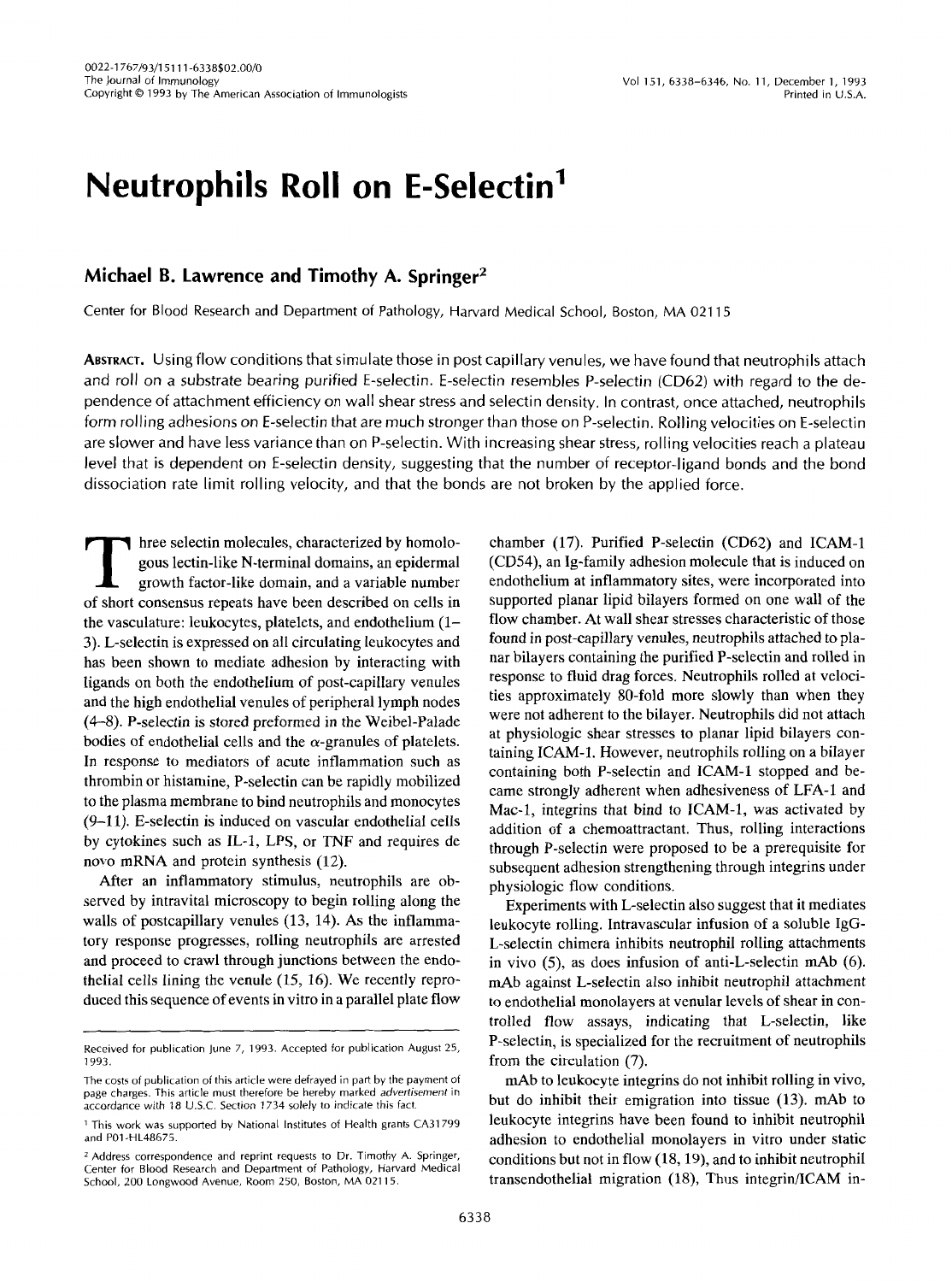# Neutrophils Roll on E-Selectin[1]

## Michael B. Lawrence and Timothy A. Springer[2]

Center for Blood Research and Department of Pathology, Harvard Medical School, Boston, MA 02115

**Abstract.** Using flow conditions that simulate those in post capillary venules, we have found that neutrophils attach and roll on a substrate bearing purified E-selectin. E-selectin resembles P-selectin (CD62) with regard to the dependence of attachment efficiency on wall shear stress and selectin density. In contrast, once attached, neutrophils form rolling adhesions on E-selectin that are much stronger than those on P-selectin. Rolling velocities on E-selectin are slower and have less variance than on P-selectin. With increasing shear stress, rolling velocities reach a plateau level that is dependent on E-selectin density, suggesting that the number of receptor-ligand bonds and the bond dissociation rate limit rolling velocity, and that the bonds are not broken by the applied force.

Three selectin molecules, characterized by homologous lectin-like N-terminal domains, an epidermal growth factor-like domain, and a variable number of short consensus repeats have been described on cells in the vasculature: leukocytes, platelets, and endothelium (1–3). L-selectin is expressed on all circulating leukocytes and has been shown to mediate adhesion by interacting with ligands on both the endothelium of post-capillary venules and the high endothelial venules of peripheral lymph nodes (4–8). P-selectin is stored preformed in the Weibel-Palade bodies of endothelial cells and the α-granules of platelets. In response to mediators of acute inflammation such as thrombin or histamine, P-selectin can be rapidly mobilized to the plasma membrane to bind neutrophils and monocytes (9–11). E-selectin is induced on vascular endothelial cells by cytokines such as IL-1, LPS, or TNF and requires de novo mRNA and protein synthesis (12).

After an inflammatory stimulus, neutrophils are observed by intravital microscopy to begin rolling along the walls of postcapillary venules (13, 14). As the inflammatory response progresses, rolling neutrophils are arrested and proceed to crawl through junctions between the endothelial cells lining the venule (15, 16). We recently reproduced this sequence of events in vitro in a parallel plate flow chamber (17). Purified P-selectin (CD62) and ICAM-1 (CD54), an Ig-family adhesion molecule that is induced on endothelium at inflammatory sites, were incorporated into supported planar lipid bilayers formed on one wall of the flow chamber. At wall shear stresses characteristic of those found in post-capillary venules, neutrophils attached to planar bilayers containing the purified P-selectin and rolled in response to fluid drag forces. Neutrophils rolled at velocities approximately 80-fold more slowly than when they were not adherent to the bilayer. Neutrophils did not attach at physiologic shear stresses to planar lipid bilayers containing ICAM-1. However, neutrophils rolling on a bilayer containing both P-selectin and ICAM-1 stopped and became strongly adherent when adhesiveness of LFA-1 and Mac-1, integrins that bind to ICAM-1, was activated by addition of a chemoattractant. Thus, rolling interactions through P-selectin were proposed to be a prerequisite for subsequent adhesion strengthening through integrins under physiologic flow conditions.

Experiments with L-selectin also suggest that it mediates leukocyte rolling. Intravascular infusion of a soluble IgG-L-selectin chimera inhibits neutrophil rolling attachments in vivo (5), as does infusion of anti-L-selectin mAb (6). mAb against L-selectin also inhibit neutrophil attachment to endothelial monolayers at venular levels of shear in controlled flow assays, indicating that L-selectin, like P-selectin, is specialized for the recruitment of neutrophils from the circulation (7).

mAb to leukocyte integrins do not inhibit rolling in vivo, but do inhibit their emigration into tissue (13). mAb to leukocyte integrins have been found to inhibit neutrophil adhesion to endothelial monolayers in vitro under static conditions but not in flow (18, 19), and to inhibit neutrophil transendothelial migration (18), Thus integrin/ICAM in-

---

Received for publication June 7, 1993. Accepted for publication August 25, 1993.

The costs of publication of this article were defrayed in part by the payment of page charges. This article must therefore be hereby marked *advertisement* in accordance with 18 U.S.C. Section 1734 solely to indicate this fact.

[1] This work was supported by National Institutes of Health grants CA31799 and P01-HL48675.

[2] Address correspondence and reprint requests to Dr. Timothy A. Springer, Center for Blood Research and Department of Pathology, Harvard Medical School, 200 Longwood Avenue, Room 250, Boston, MA 02115.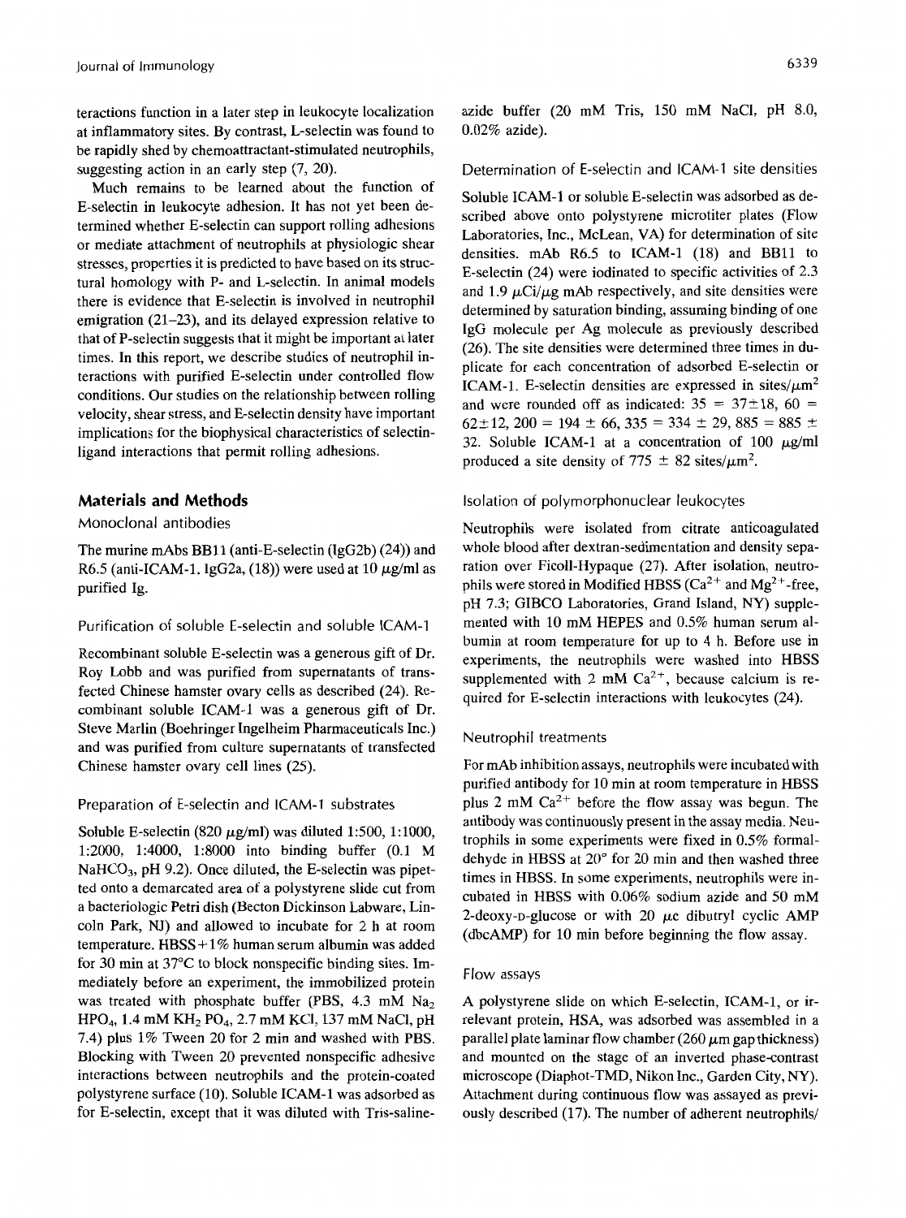teractions function in a later step in leukocyte localization at inflammatory sites. By contrast, L-selectin was found to be rapidly shed by chemoattractant-stimulated neutrophils, suggesting action in an early step (7, 20).

Much remains to be learned about the function of E-selectin in leukocyte adhesion. It has not yet been determined whether E-selectin can support rolling adhesions or mediate attachment of neutrophils at physiologic shear stresses, properties it is predicted to have based on its structural homology with P- and L-selectin. In animal models there is evidence that E-selectin is involved in neutrophil emigration (21–23), and its delayed expression relative to that of P-selectin suggests that it might be important at later times. In this report, we describe studies of neutrophil interactions with purified E-selectin under controlled flow conditions. Our studies on the relationship between rolling velocity, shear stress, and E-selectin density have important implications for the biophysical characteristics of selectin-ligand interactions that permit rolling adhesions.

## Materials and Methods

### Monoclonal antibodies

The murine mAbs BB11 (anti-E-selectin (IgG2b) (24)) and R6.5 (anti-ICAM-1, IgG2a, (18)) were used at 10 μg/ml as purified Ig.

### Purification of soluble E-selectin and soluble ICAM-1

Recombinant soluble E-selectin was a generous gift of Dr. Roy Lobb and was purified from supernatants of transfected Chinese hamster ovary cells as described (24). Recombinant soluble ICAM-1 was a generous gift of Dr. Steve Marlin (Boehringer Ingelheim Pharmaceuticals Inc.) and was purified from culture supernatants of transfected Chinese hamster ovary cell lines (25).

### Preparation of E-selectin and ICAM-1 substrates

Soluble E-selectin (820 μg/ml) was diluted 1:500, 1:1000, 1:2000, 1:4000, 1:8000 into binding buffer (0.1 M $NaHCO_3$, pH 9.2). Once diluted, the E-selectin was pipetted onto a demarcated area of a polystyrene slide cut from a bacteriologic Petri dish (Becton Dickinson Labware, Lincoln Park, NJ) and allowed to incubate for 2 h at room temperature. HBSS+1% human serum albumin was added for 30 min at 37°C to block nonspecific binding sites. Immediately before an experiment, the immobilized protein was treated with phosphate buffer (PBS, 4.3 mM $Na_2HPO_4$, 1.4 mM $KH_2PO_4$, 2.7 mM KCl, 137 mM NaCl, pH 7.4) plus 1% Tween 20 for 2 min and washed with PBS. Blocking with Tween 20 prevented nonspecific adhesive interactions between neutrophils and the protein-coated polystyrene surface (10). Soluble ICAM-1 was adsorbed as for E-selectin, except that it was diluted with Tris-saline-azide buffer (20 mM Tris, 150 mM NaCl, pH 8.0, 0.02% azide).

### Determination of E-selectin and ICAM-1 site densities

Soluble ICAM-1 or soluble E-selectin was adsorbed as described above onto polystyrene microtiter plates (Flow Laboratories, Inc., McLean, VA) for determination of site densities. mAb R6.5 to ICAM-1 (18) and BB11 to E-selectin (24) were iodinated to specific activities of 2.3 and 1.9 μCi/μg mAb respectively, and site densities were determined by saturation binding, assuming binding of one IgG molecule per Ag molecule as previously described (26). The site densities were determined three times in duplicate for each concentration of adsorbed E-selectin or ICAM-1. E-selectin densities are expressed in sites/$\mu m^2$ and were rounded off as indicated: 35 = 37±18, 60 = 62±12, 200 = 194 ± 66, 335 = 334 ± 29, 885 = 885 ± 32. Soluble ICAM-1 at a concentration of 100 μg/ml produced a site density of 775 ± 82 sites/$\mu m^2$.

### Isolation of polymorphonuclear leukocytes

Neutrophils were isolated from citrate anticoagulated whole blood after dextran-sedimentation and density separation over Ficoll-Hypaque (27). After isolation, neutrophils were stored in Modified HBSS ($Ca^{2+}$ and $Mg^{2+}$-free, pH 7.3; GIBCO Laboratories, Grand Island, NY) supplemented with 10 mM HEPES and 0.5% human serum albumin at room temperature for up to 4 h. Before use in experiments, the neutrophils were washed into HBSS supplemented with 2 mM $Ca^{2+}$, because calcium is required for E-selectin interactions with leukocytes (24).

### Neutrophil treatments

For mAb inhibition assays, neutrophils were incubated with purified antibody for 10 min at room temperature in HBSS plus 2 mM $Ca^{2+}$ before the flow assay was begun. The antibody was continuously present in the assay media. Neutrophils in some experiments were fixed in 0.5% formaldehyde in HBSS at 20° for 20 min and then washed three times in HBSS. In some experiments, neutrophils were incubated in HBSS with 0.06% sodium azide and 50 mM 2-deoxy-D-glucose or with 20 μc dibutryl cyclic AMP (dbcAMP) for 10 min before beginning the flow assay.

### Flow assays

A polystyrene slide on which E-selectin, ICAM-1, or irrelevant protein, HSA, was adsorbed was assembled in a parallel plate laminar flow chamber (260 μm gap thickness) and mounted on the stage of an inverted phase-contrast microscope (Diaphot-TMD, Nikon Inc., Garden City, NY). Attachment during continuous flow was assayed as previously described (17). The number of adherent neutrophils/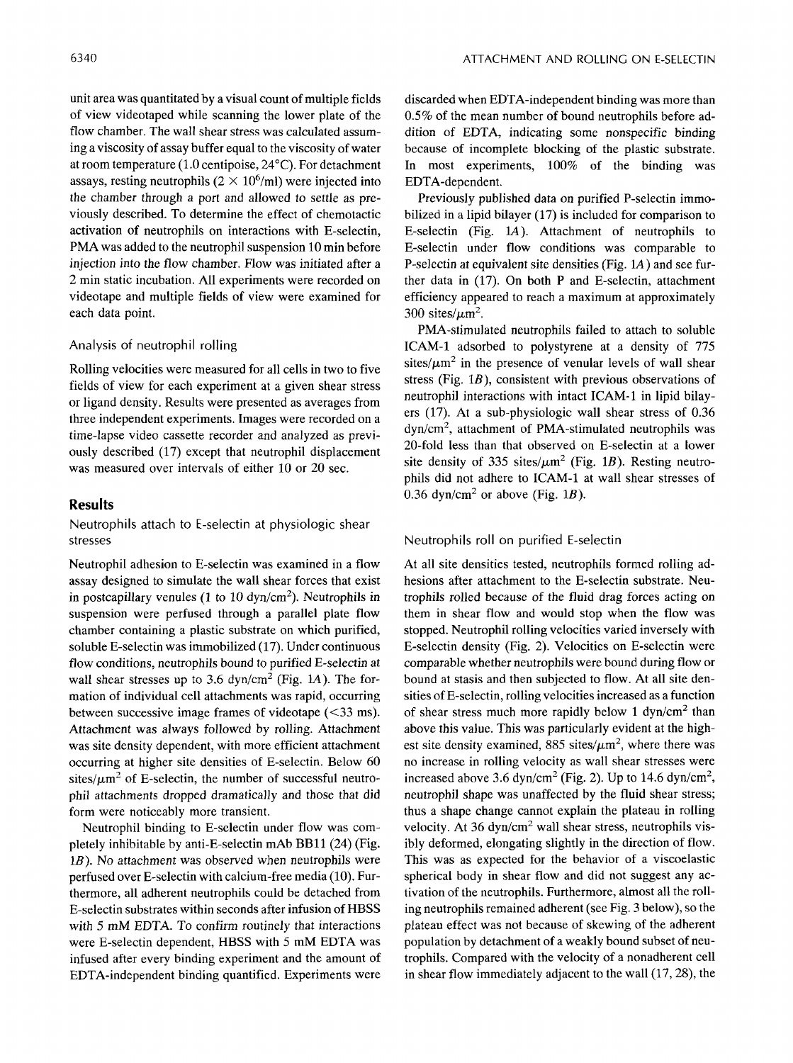unit area was quantitated by a visual count of multiple fields of view videotaped while scanning the lower plate of the flow chamber. The wall shear stress was calculated assuming a viscosity of assay buffer equal to the viscosity of water at room temperature (1.0 centipoise, 24°C). For detachment assays, resting neutrophils ($2 \times 10^6$/ml) were injected into the chamber through a port and allowed to settle as previously described. To determine the effect of chemotactic activation of neutrophils on interactions with E-selectin, PMA was added to the neutrophil suspension 10 min before injection into the flow chamber. Flow was initiated after a 2 min static incubation. All experiments were recorded on videotape and multiple fields of view were examined for each data point.

### Analysis of neutrophil rolling

Rolling velocities were measured for all cells in two to five fields of view for each experiment at a given shear stress or ligand density. Results were presented as averages from three independent experiments. Images were recorded on a time-lapse video cassette recorder and analyzed as previously described (17) except that neutrophil displacement was measured over intervals of either 10 or 20 sec.

## Results

### Neutrophils attach to E-selectin at physiologic shear stresses

Neutrophil adhesion to E-selectin was examined in a flow assay designed to simulate the wall shear forces that exist in postcapillary venules (1 to 10 dyn/cm$^2$). Neutrophils in suspension were perfused through a parallel plate flow chamber containing a plastic substrate on which purified, soluble E-selectin was immobilized (17). Under continuous flow conditions, neutrophils bound to purified E-selectin at wall shear stresses up to 3.6 dyn/cm$^2$ (Fig. 1*A*). The formation of individual cell attachments was rapid, occurring between successive image frames of videotape (<33 ms). Attachment was always followed by rolling. Attachment was site density dependent, with more efficient attachment occurring at higher site densities of E-selectin. Below 60 sites/$\mu$m$^2$ of E-selectin, the number of successful neutrophil attachments dropped dramatically and those that did form were noticeably more transient.

Neutrophil binding to E-selectin under flow was completely inhibitable by anti-E-selectin mAb BB11 (24) (Fig. 1*B*). No attachment was observed when neutrophils were perfused over E-selectin with calcium-free media (10). Furthermore, all adherent neutrophils could be detached from E-selectin substrates within seconds after infusion of HBSS with 5 mM EDTA. To confirm routinely that interactions were E-selectin dependent, HBSS with 5 mM EDTA was infused after every binding experiment and the amount of EDTA-independent binding quantified. Experiments were discarded when EDTA-independent binding was more than 0.5% of the mean number of bound neutrophils before addition of EDTA, indicating some nonspecific binding because of incomplete blocking of the plastic substrate. In most experiments, 100% of the binding was EDTA-dependent.

Previously published data on purified P-selectin immobilized in a lipid bilayer (17) is included for comparison to E-selectin (Fig. 1*A*). Attachment of neutrophils to E-selectin under flow conditions was comparable to P-selectin at equivalent site densities (Fig. 1*A*) and see further data in (17). On both P and E-selectin, attachment efficiency appeared to reach a maximum at approximately 300 sites/$\mu$m$^2$.

PMA-stimulated neutrophils failed to attach to soluble ICAM-1 adsorbed to polystyrene at a density of 775 sites/$\mu$m$^2$ in the presence of venular levels of wall shear stress (Fig. 1*B*), consistent with previous observations of neutrophil interactions with intact ICAM-1 in lipid bilayers (17). At a sub-physiologic wall shear stress of 0.36 dyn/cm$^2$, attachment of PMA-stimulated neutrophils was 20-fold less than that observed on E-selectin at a lower site density of 335 sites/$\mu$m$^2$ (Fig. 1*B*). Resting neutrophils did not adhere to ICAM-1 at wall shear stresses of 0.36 dyn/cm$^2$ or above (Fig. 1*B*).

### Neutrophils roll on purified E-selectin

At all site densities tested, neutrophils formed rolling adhesions after attachment to the E-selectin substrate. Neutrophils rolled because of the fluid drag forces acting on them in shear flow and would stop when the flow was stopped. Neutrophil rolling velocities varied inversely with E-selectin density (Fig. 2). Velocities on E-selectin were comparable whether neutrophils were bound during flow or bound at stasis and then subjected to flow. At all site densities of E-selectin, rolling velocities increased as a function of shear stress much more rapidly below 1 dyn/cm$^2$ than above this value. This was particularly evident at the highest site density examined, 885 sites/$\mu$m$^2$, where there was no increase in rolling velocity as wall shear stresses were increased above 3.6 dyn/cm$^2$ (Fig. 2). Up to 14.6 dyn/cm$^2$, neutrophil shape was unaffected by the fluid shear stress; thus a shape change cannot explain the plateau in rolling velocity. At 36 dyn/cm$^2$ wall shear stress, neutrophils visibly deformed, elongating slightly in the direction of flow. This was as expected for the behavior of a viscoelastic spherical body in shear flow and did not suggest any activation of the neutrophils. Furthermore, almost all the rolling neutrophils remained adherent (see Fig. 3 below), so the plateau effect was not because of skewing of the adherent population by detachment of a weakly bound subset of neutrophils. Compared with the velocity of a nonadherent cell in shear flow immediately adjacent to the wall (17, 28), the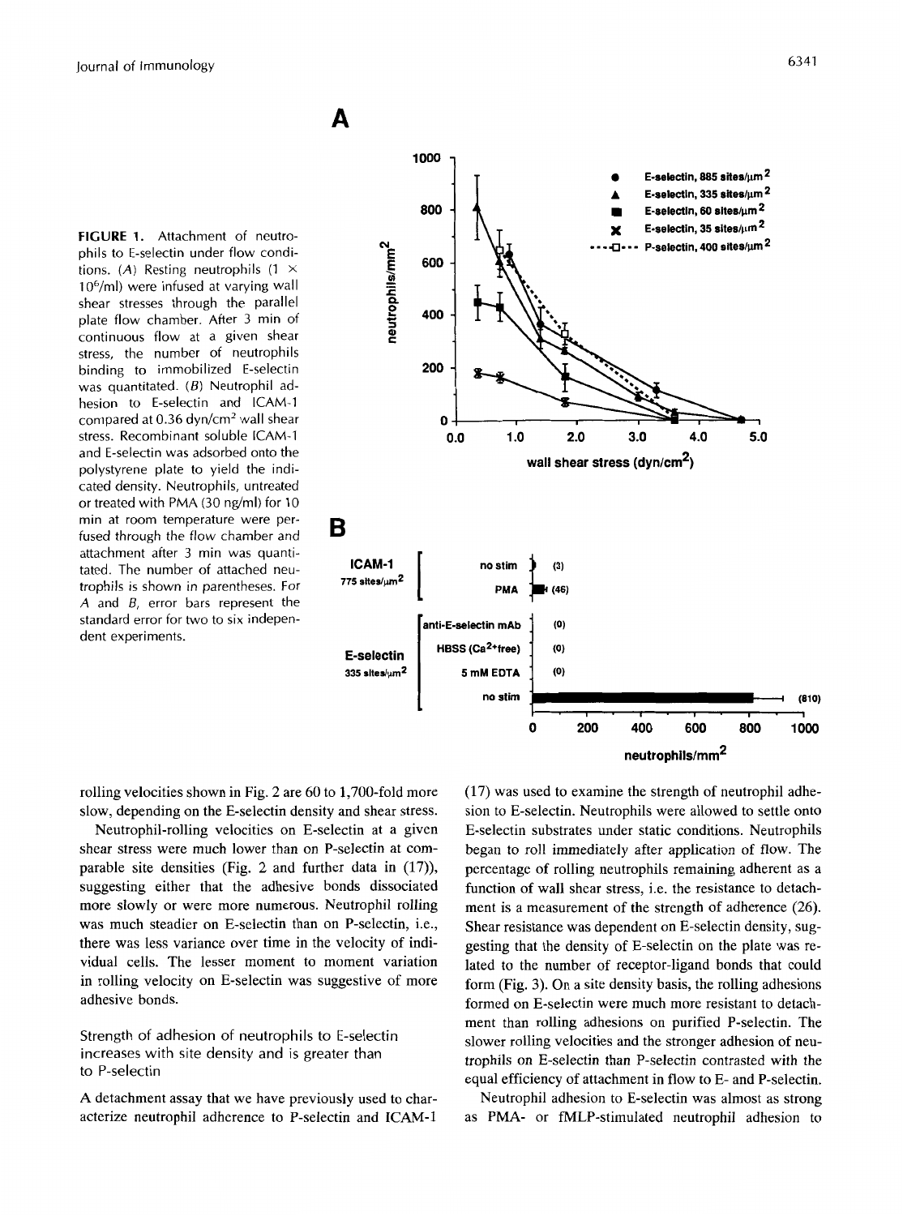**FIGURE 1.** Attachment of neutrophils to E-selectin under flow conditions. (*A*) Resting neutrophils ($1 \times 10^6$/ml) were infused at varying wall shear stresses through the parallel plate flow chamber. After 3 min of continuous flow at a given shear stress, the number of neutrophils binding to immobilized E-selectin was quantitated. (*B*) Neutrophil adhesion to E-selectin and ICAM-1 compared at 0.36 dyn/cm$^2$ wall shear stress. Recombinant soluble ICAM-1 and E-selectin was adsorbed onto the polystyrene plate to yield the indicated density. Neutrophils, untreated or treated with PMA (30 ng/ml) for 10 min at room temperature were perfused through the flow chamber and attachment after 3 min was quantitated. The number of attached neutrophils is shown in parentheses. For *A* and *B*, error bars represent the standard error for two to six independent experiments.

rolling velocities shown in Fig. 2 are 60 to 1,700-fold more slow, depending on the E-selectin density and shear stress.

Neutrophil-rolling velocities on E-selectin at a given shear stress were much lower than on P-selectin at comparable site densities (Fig. 2 and further data in (17)), suggesting either that the adhesive bonds dissociated more slowly or were more numerous. Neutrophil rolling was much steadier on E-selectin than on P-selectin, i.e., there was less variance over time in the velocity of individual cells. The lesser moment to moment variation in rolling velocity on E-selectin was suggestive of more adhesive bonds.

## Strength of adhesion of neutrophils to E-selectin increases with site density and is greater than to P-selectin

A detachment assay that we have previously used to characterize neutrophil adherence to P-selectin and ICAM-1 (17) was used to examine the strength of neutrophil adhesion to E-selectin. Neutrophils were allowed to settle onto E-selectin substrates under static conditions. Neutrophils began to roll immediately after application of flow. The percentage of rolling neutrophils remaining adherent as a function of wall shear stress, i.e. the resistance to detachment is a measurement of the strength of adherence (26). Shear resistance was dependent on E-selectin density, suggesting that the density of E-selectin on the plate was related to the number of receptor-ligand bonds that could form (Fig. 3). On a site density basis, the rolling adhesions formed on E-selectin were much more resistant to detachment than rolling adhesions on purified P-selectin. The slower rolling velocities and the stronger adhesion of neutrophils on E-selectin than P-selectin contrasted with the equal efficiency of attachment in flow to E- and P-selectin.

Neutrophil adhesion to E-selectin was almost as strong as PMA- or fMLP-stimulated neutrophil adhesion to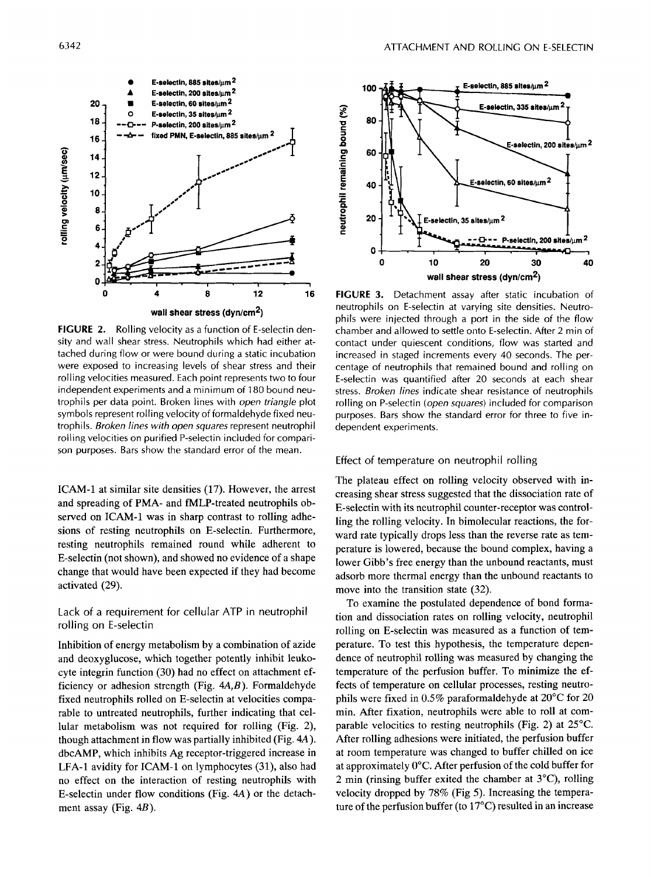FIGURE 2. Rolling velocity as a function of E-selectin density and wall shear stress. Neutrophils which had either attached during flow or were bound during a static incubation were exposed to increasing levels of shear stress and their rolling velocities measured. Each point represents two to four independent experiments and a minimum of 180 bound neutrophils per data point. Broken lines with *open triangle* plot symbols represent rolling velocity of formaldehyde fixed neutrophils. *Broken lines with open squares* represent neutrophil rolling velocities on purified P-selectin included for comparison purposes. Bars show the standard error of the mean.

FIGURE 3. Detachment assay after static incubation of neutrophils on E-selectin at varying site densities. Neutrophils were injected through a port in the side of the flow chamber and allowed to settle onto E-selectin. After 2 min of contact under quiescent conditions, flow was started and increased in staged increments every 40 seconds. The percentage of neutrophils that remained bound and rolling on E-selectin was quantified after 20 seconds at each shear stress. *Broken lines* indicate shear resistance of neutrophils rolling on P-selectin (*open squares*) included for comparison purposes. Bars show the standard error for three to five independent experiments.

ICAM-1 at similar site densities (17). However, the arrest and spreading of PMA- and fMLP-treated neutrophils observed on ICAM-1 was in sharp contrast to rolling adhesions of resting neutrophils on E-selectin. Furthermore, resting neutrophils remained round while adherent to E-selectin (not shown), and showed no evidence of a shape change that would have been expected if they had become activated (29).

### Lack of a requirement for cellular ATP in neutrophil rolling on E-selectin

Inhibition of energy metabolism by a combination of azide and deoxyglucose, which together potently inhibit leukocyte integrin function (30) had no effect on attachment efficiency or adhesion strength (Fig. 4*A*,*B*). Formaldehyde fixed neutrophils rolled on E-selectin at velocities comparable to untreated neutrophils, further indicating that cellular metabolism was not required for rolling (Fig. 2), though attachment in flow was partially inhibited (Fig. 4*A*). dbcAMP, which inhibits Ag receptor-triggered increase in LFA-1 avidity for ICAM-1 on lymphocytes (31), also had no effect on the interaction of resting neutrophils with E-selectin under flow conditions (Fig. 4*A*) or the detachment assay (Fig. 4*B*).

### Effect of temperature on neutrophil rolling

The plateau effect on rolling velocity observed with increasing shear stress suggested that the dissociation rate of E-selectin with its neutrophil counter-receptor was controlling the rolling velocity. In bimolecular reactions, the forward rate typically drops less than the reverse rate as temperature is lowered, because the bound complex, having a lower Gibb's free energy than the unbound reactants, must adsorb more thermal energy than the unbound reactants to move into the transition state (32).

To examine the postulated dependence of bond formation and dissociation rates on rolling velocity, neutrophil rolling on E-selectin was measured as a function of temperature. To test this hypothesis, the temperature dependence of neutrophil rolling was measured by changing the temperature of the perfusion buffer. To minimize the effects of temperature on cellular processes, resting neutrophils were fixed in 0.5% paraformaldehyde at 20°C for 20 min. After fixation, neutrophils were able to roll at comparable velocities to resting neutrophils (Fig. 2) at 25°C. After rolling adhesions were initiated, the perfusion buffer at room temperature was changed to buffer chilled on ice at approximately 0°C. After perfusion of the cold buffer for 2 min (rinsing buffer exited the chamber at 3°C), rolling velocity dropped by 78% (Fig 5). Increasing the temperature of the perfusion buffer (to 17°C) resulted in an increase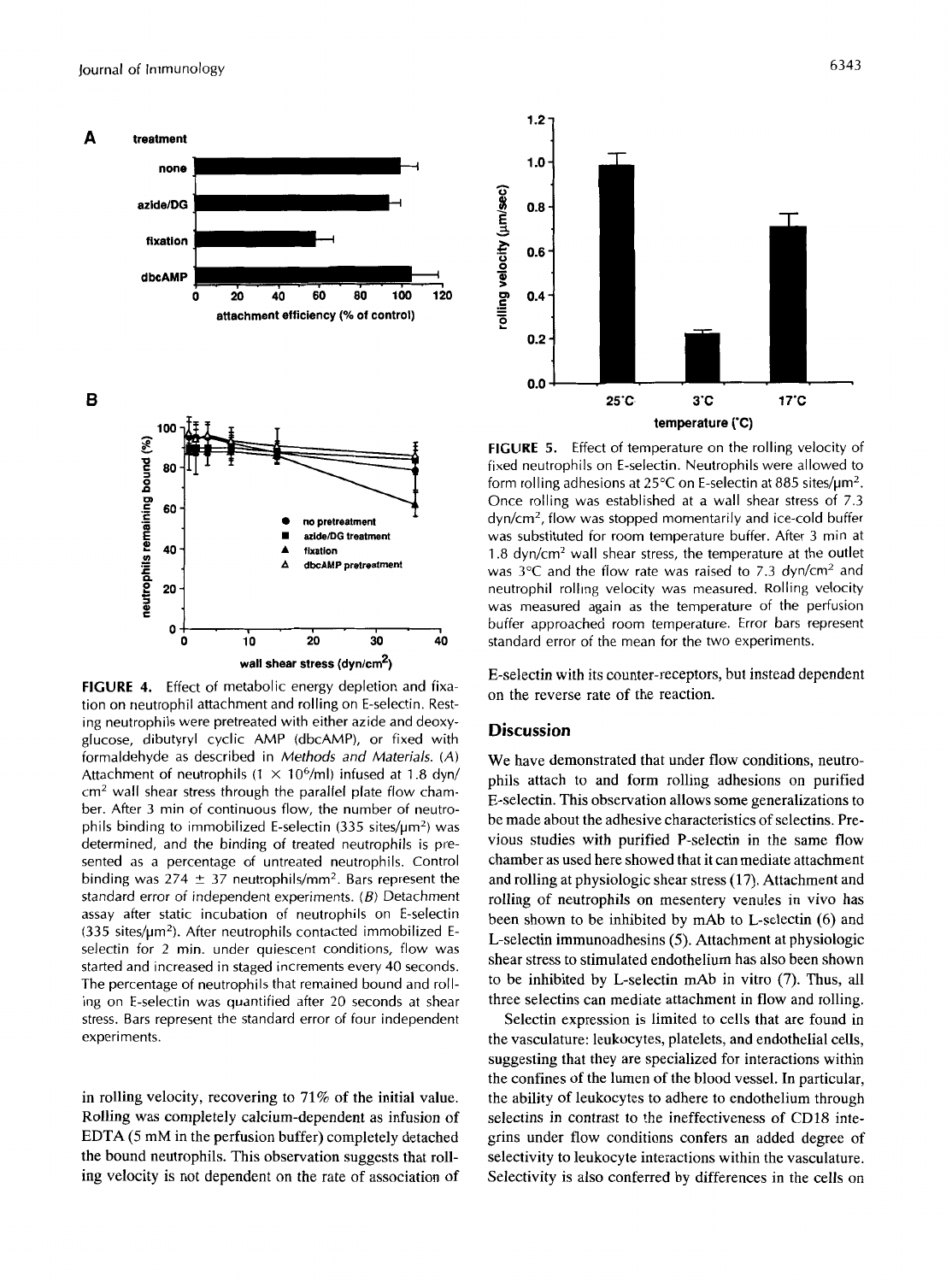FIGURE 4. Effect of metabolic energy depletion and fixation on neutrophil attachment and rolling on E-selectin. Resting neutrophils were pretreated with either azide and deoxyglucose, dibutyryl cyclic AMP (dbcAMP), or fixed with formaldehyde as described in *Methods and Materials*. (*A*) Attachment of neutrophils ($1 \times 10^6$/ml) infused at 1.8 dyn/cm$^2$ wall shear stress through the parallel plate flow chamber. After 3 min of continuous flow, the number of neutrophils binding to immobilized E-selectin (335 sites/μm$^2$) was determined, and the binding of treated neutrophils is presented as a percentage of untreated neutrophils. Control binding was 274 ± 37 neutrophils/mm$^2$. Bars represent the standard error of independent experiments. (*B*) Detachment assay after static incubation of neutrophils on E-selectin (335 sites/μm$^2$). After neutrophils contacted immobilized E-selectin for 2 min. under quiescent conditions, flow was started and increased in staged increments every 40 seconds. The percentage of neutrophils that remained bound and rolling on E-selectin was quantified after 20 seconds at shear stress. Bars represent the standard error of four independent experiments.

in rolling velocity, recovering to 71% of the initial value. Rolling was completely calcium-dependent as infusion of EDTA (5 mM in the perfusion buffer) completely detached the bound neutrophils. This observation suggests that rolling velocity is not dependent on the rate of association of E-selectin with its counter-receptors, but instead dependent on the reverse rate of the reaction.

FIGURE 5. Effect of temperature on the rolling velocity of fixed neutrophils on E-selectin. Neutrophils were allowed to form rolling adhesions at 25°C on E-selectin at 885 sites/μm$^2$. Once rolling was established at a wall shear stress of 7.3 dyn/cm$^2$, flow was stopped momentarily and ice-cold buffer was substituted for room temperature buffer. After 3 min at 1.8 dyn/cm$^2$ wall shear stress, the temperature at the outlet was 3°C and the flow rate was raised to 7.3 dyn/cm$^2$ and neutrophil rolling velocity was measured. Rolling velocity was measured again as the temperature of the perfusion buffer approached room temperature. Error bars represent standard error of the mean for the two experiments.

## Discussion

We have demonstrated that under flow conditions, neutrophils attach to and form rolling adhesions on purified E-selectin. This observation allows some generalizations to be made about the adhesive characteristics of selectins. Previous studies with purified P-selectin in the same flow chamber as used here showed that it can mediate attachment and rolling at physiologic shear stress (17). Attachment and rolling of neutrophils on mesentery venules in vivo has been shown to be inhibited by mAb to L-selectin (6) and L-selectin immunoadhesins (5). Attachment at physiologic shear stress to stimulated endothelium has also been shown to be inhibited by L-selectin mAb in vitro (7). Thus, all three selectins can mediate attachment in flow and rolling.

Selectin expression is limited to cells that are found in the vasculature: leukocytes, platelets, and endothelial cells, suggesting that they are specialized for interactions within the confines of the lumen of the blood vessel. In particular, the ability of leukocytes to adhere to endothelium through selectins in contrast to the ineffectiveness of CD18 integrins under flow conditions confers an added degree of selectivity to leukocyte interactions within the vasculature. Selectivity is also conferred by differences in the cells on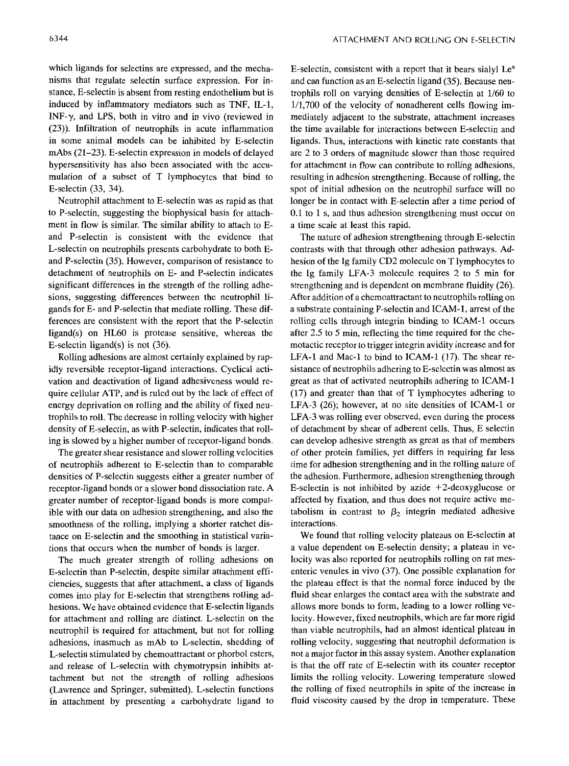which ligands for selectins are expressed, and the mechanisms that regulate selectin surface expression. For instance, E-selectin is absent from resting endothelium but is induced by inflammatory mediators such as TNF, IL-1, INF-γ, and LPS, both in vitro and in vivo (reviewed in (23)). Infiltration of neutrophils in acute inflammation in some animal models can be inhibited by E-selectin mAbs (21–23). E-selectin expression in models of delayed hypersensitivity has also been associated with the accumulation of a subset of T lymphocytes that bind to E-selectin (33, 34).

Neutrophil attachment to E-selectin was as rapid as that to P-selectin, suggesting the biophysical basis for attachment in flow is similar. The similar ability to attach to E- and P-selectin is consistent with the evidence that L-selectin on neutrophils presents carbohydrate to both E- and P-selectin (35). However, comparison of resistance to detachment of neutrophils on E- and P-selectin indicates significant differences in the strength of the rolling adhesions, suggesting differences between the neutrophil ligands for E- and P-selectin that mediate rolling. These differences are consistent with the report that the P-selectin ligand(s) on HL60 is protease sensitive, whereas the E-selectin ligand(s) is not (36).

Rolling adhesions are almost certainly explained by rapidly reversible receptor-ligand interactions. Cyclical activation and deactivation of ligand adhesiveness would require cellular ATP, and is ruled out by the lack of effect of energy deprivation on rolling and the ability of fixed neutrophils to roll. The decrease in rolling velocity with higher density of E-selectin, as with P-selectin, indicates that rolling is slowed by a higher number of receptor-ligand bonds.

The greater shear resistance and slower rolling velocities of neutrophils adherent to E-selectin than to comparable densities of P-selectin suggests either a greater number of receptor-ligand bonds or a slower bond dissociation rate. A greater number of receptor-ligand bonds is more compatible with our data on adhesion strengthening, and also the smoothness of the rolling, implying a shorter ratchet distance on E-selectin and the smoothing in statistical variations that occurs when the number of bonds is larger.

The much greater strength of rolling adhesions on E-selectin than P-selectin, despite similar attachment efficiencies, suggests that after attachment, a class of ligands comes into play for E-selectin that strengthens rolling adhesions. We have obtained evidence that E-selectin ligands for attachment and rolling are distinct. L-selectin on the neutrophil is required for attachment, but not for rolling adhesions, inasmuch as mAb to L-selectin, shedding of L-selectin stimulated by chemoattractant or phorbol esters, and release of L-selectin with chymotrypsin inhibits attachment but not the strength of rolling adhesions (Lawrence and Springer, submitted). L-selectin functions in attachment by presenting a carbohydrate ligand to E-selectin, consistent with a report that it bears sialyl Le$^x$ and can function as an E-selectin ligand (35). Because neutrophils roll on varying densities of E-selectin at 1/60 to 1/1,700 of the velocity of nonadherent cells flowing immediately adjacent to the substrate, attachment increases the time available for interactions between E-selectin and ligands. Thus, interactions with kinetic rate constants that are 2 to 3 orders of magnitude slower than those required for attachment in flow can contribute to rolling adhesions, resulting in adhesion strengthening. Because of rolling, the spot of initial adhesion on the neutrophil surface will no longer be in contact with E-selectin after a time period of 0.1 to 1 s, and thus adhesion strengthening must occur on a time scale at least this rapid.

The nature of adhesion strengthening through E-selectin contrasts with that through other adhesion pathways. Adhesion of the Ig family CD2 molecule on T lymphocytes to the Ig family LFA-3 molecule requires 2 to 5 min for strengthening and is dependent on membrane fluidity (26). After addition of a chemoattractant to neutrophils rolling on a substrate containing P-selectin and ICAM-1, arrest of the rolling cells through integrin binding to ICAM-1 occurs after 2.5 to 5 min, reflecting the time required for the chemotactic receptor to trigger integrin avidity increase and for LFA-1 and Mac-1 to bind to ICAM-1 (17). The shear resistance of neutrophils adhering to E-selectin was almost as great as that of activated neutrophils adhering to ICAM-1 (17) and greater than that of T lymphocytes adhering to LFA-3 (26); however, at no site densities of ICAM-1 or LFA-3 was rolling ever observed, even during the process of detachment by shear of adherent cells. Thus, E selectin can develop adhesive strength as great as that of members of other protein families, yet differs in requiring far less time for adhesion strengthening and in the rolling nature of the adhesion. Furthermore, adhesion strengthening through E-selectin is not inhibited by azide +2-deoxyglucose or affected by fixation, and thus does not require active metabolism in contrast to $\beta_2$ integrin mediated adhesive interactions.

We found that rolling velocity plateaus on E-selectin at a value dependent on E-selectin density; a plateau in velocity was also reported for neutrophils rolling on rat mesenteric venules in vivo (37). One possible explanation for the plateau effect is that the normal force induced by the fluid shear enlarges the contact area with the substrate and allows more bonds to form, leading to a lower rolling velocity. However, fixed neutrophils, which are far more rigid than viable neutrophils, had an almost identical plateau in rolling velocity, suggesting that neutrophil deformation is not a major factor in this assay system. Another explanation is that the off rate of E-selectin with its counter receptor limits the rolling velocity. Lowering temperature slowed the rolling of fixed neutrophils in spite of the increase in fluid viscosity caused by the drop in temperature. These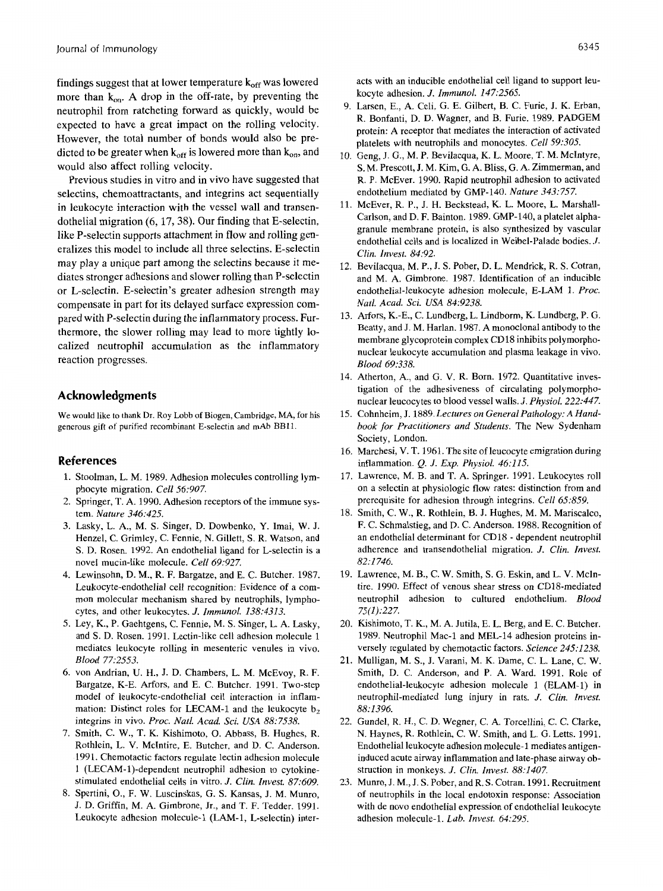findings suggest that at lower temperature $k_{off}$ was lowered more than $k_{on}$. A drop in the off-rate, by preventing the neutrophil from ratcheting forward as quickly, would be expected to have a great impact on the rolling velocity. However, the total number of bonds would also be predicted to be greater when $k_{off}$ is lowered more than $k_{on}$, and would also affect rolling velocity.

Previous studies in vitro and in vivo have suggested that selectins, chemoattractants, and integrins act sequentially in leukocyte interaction with the vessel wall and transendothelial migration (6, 17, 38). Our finding that E-selectin, like P-selectin supports attachment in flow and rolling generalizes this model to include all three selectins. E-selectin may play a unique part among the selectins because it mediates stronger adhesions and slower rolling than P-selectin or L-selectin. E-selectin's greater adhesion strength may compensate in part for its delayed surface expression compared with P-selectin during the inflammatory process. Furthermore, the slower rolling may lead to more tightly localized neutrophil accumulation as the inflammatory reaction progresses.

## Acknowledgments

We would like to thank Dr. Roy Lobb of Biogen, Cambridge, MA, for his generous gift of purified recombinant E-selectin and mAb BB11.

## References

1. Stoolman, L. M. 1989. Adhesion molecules controlling lymphocyte migration. *Cell 56:907.*
2. Springer, T. A. 1990. Adhesion receptors of the immune system. *Nature 346:425.*
3. Lasky, L. A., M. S. Singer, D. Dowbenko, Y. Imai, W. J. Henzel, C. Grimley, C. Fennie, N. Gillett, S. R. Watson, and S. D. Rosen. 1992. An endothelial ligand for L-selectin is a novel mucin-like molecule. *Cell 69:927.*
4. Lewinsohn, D. M., R. F. Bargatze, and E. C. Butcher. 1987. Leukocyte-endothelial cell recognition: Evidence of a common molecular mechanism shared by neutrophils, lymphocytes, and other leukocytes. *J. Immunol. 138:4313.*
5. Ley, K., P. Gaehtgens, C. Fennie, M. S. Singer, L. A. Lasky, and S. D. Rosen. 1991. Lectin-like cell adhesion molecule 1 mediates leukocyte rolling in mesenteric venules in vivo. *Blood 77:2553.*
6. von Andrian, U. H., J. D. Chambers, L. M. McEvoy, R. F. Bargatze, K-E. Arfors, and E. C. Butcher. 1991. Two-step model of leukocyte-endothelial cell interaction in inflammation: Distinct roles for LECAM-1 and the leukocyte $b_2$ integrins in vivo. *Proc. Natl. Acad. Sci. USA 88:7538.*
7. Smith, C. W., T. K. Kishimoto, O. Abbass, B. Hughes, R. Rothlein, L. V. McIntire, E. Butcher, and D. C. Anderson. 1991. Chemotactic factors regulate lectin adhesion molecule 1 (LECAM-1)-dependent neutrophil adhesion to cytokine-stimulated endothelial cells in vitro. *J. Clin. Invest. 87:609.*
8. Spertini, O., F. W. Luscinskas, G. S. Kansas, J. M. Munro, J. D. Griffin, M. A. Gimbrone, Jr., and T. F. Tedder. 1991. Leukocyte adhesion molecule-1 (LAM-1, L-selectin) interacts with an inducible endothelial cell ligand to support leukocyte adhesion. *J. Immunol. 147:2565.*
9. Larsen, E., A. Celi, G. E. Gilbert, B. C. Furie, J. K. Erban, R. Bonfanti, D. D. Wagner, and B. Furie. 1989. PADGEM protein: A receptor that mediates the interaction of activated platelets with neutrophils and monocytes. *Cell 59:305.*
10. Geng, J. G., M. P. Bevilacqua, K. L. Moore, T. M. McIntyre, S. M. Prescott, J. M. Kim, G. A. Bliss, G. A. Zimmerman, and R. P. McEver. 1990. Rapid neutrophil adhesion to activated endothelium mediated by GMP-140. *Nature 343:757.*
11. McEver, R. P., J. H. Beckstead, K. L. Moore, L. Marshall-Carlson, and D. F. Bainton. 1989. GMP-140, a platelet alpha-granule membrane protein, is also synthesized by vascular endothelial cells and is localized in Weibel-Palade bodies. *J. Clin. Invest. 84:92.*
12. Bevilacqua, M. P., J. S. Pober, D. L. Mendrick, R. S. Cotran, and M. A. Gimbrone. 1987. Identification of an inducible endothelial-leukocyte adhesion molecule, E-LAM 1. *Proc. Natl. Acad. Sci. USA 84:9238.*
13. Arfors, K.-E., C. Lundberg, L. Lindborm, K. Lundberg, P. G. Beatty, and J. M. Harlan. 1987. A monoclonal antibody to the membrane glycoprotein complex CD18 inhibits polymorphonuclear leukocyte accumulation and plasma leakage in vivo. *Blood 69:338.*
14. Atherton, A., and G. V. R. Born. 1972. Quantitative investigation of the adhesiveness of circulating polymorphonuclear leucocytes to blood vessel walls. *J. Physiol. 222:447.*
15. Cohnheim, J. 1889. *Lectures on General Pathology: A Handbook for Practitioners and Students.* The New Sydenham Society, London.
16. Marchesi, V. T. 1961. The site of leucocyte emigration during inflammation. *Q. J. Exp. Physiol. 46:115.*
17. Lawrence, M. B. and T. A. Springer. 1991. Leukocytes roll on a selectin at physiologic flow rates: distinction from and prerequisite for adhesion through integrins. *Cell 65:859.*
18. Smith, C. W., R. Rothlein, B. J. Hughes, M. M. Mariscalco, F. C. Schmalstieg, and D. C. Anderson. 1988. Recognition of an endothelial determinant for CD18 - dependent neutrophil adherence and transendothelial migration. *J. Clin. Invest. 82:1746.*
19. Lawrence, M. B., C. W. Smith, S. G. Eskin, and L. V. McIntire. 1990. Effect of venous shear stress on CD18-mediated neutrophil adhesion to cultured endothelium. *Blood 75(1):227.*
20. Kishimoto, T. K., M. A. Jutila, E. L. Berg, and E. C. Butcher. 1989. Neutrophil Mac-1 and MEL-14 adhesion proteins inversely regulated by chemotactic factors. *Science 245:1238.*
21. Mulligan, M. S., J. Varani, M. K. Dame, C. L. Lane, C. W. Smith, D. C. Anderson, and P. A. Ward. 1991. Role of endothelial-leukocyte adhesion molecule 1 (ELAM-1) in neutrophil-mediated lung injury in rats. *J. Clin. Invest. 88:1396.*
22. Gundel, R. H., C. D. Wegner, C. A. Torcellini, C. C. Clarke, N. Haynes, R. Rothlein, C. W. Smith, and L. G. Letts. 1991. Endothelial leukocyte adhesion molecule-1 mediates antigen-induced acute airway inflammation and late-phase airway obstruction in monkeys. *J. Clin. Invest. 88:1407.*
23. Munro, J. M., J. S. Pober, and R. S. Cotran. 1991. Recruitment of neutrophils in the local endotoxin response: Association with de novo endothelial expression of endothelial leukocyte adhesion molecule-1. *Lab. Invest. 64:295.*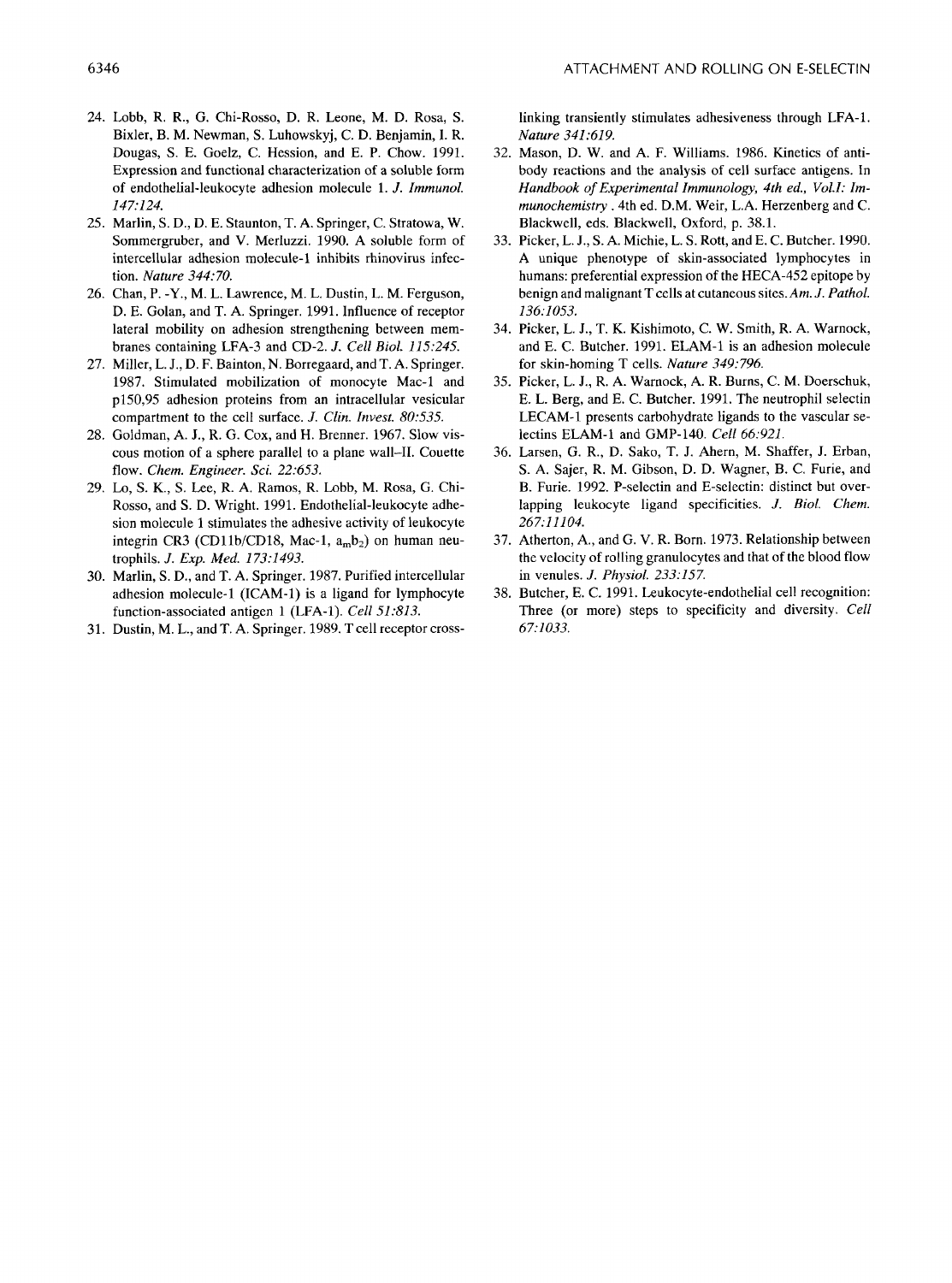24. Lobb, R. R., G. Chi-Rosso, D. R. Leone, M. D. Rosa, S. Bixler, B. M. Newman, S. Luhowskyj, C. D. Benjamin, I. R. Dougas, S. E. Goelz, C. Hession, and E. P. Chow. 1991. Expression and functional characterization of a soluble form of endothelial-leukocyte adhesion molecule 1. *J. Immunol. 147:124.*
25. Marlin, S. D., D. E. Staunton, T. A. Springer, C. Stratowa, W. Sommergruber, and V. Merluzzi. 1990. A soluble form of intercellular adhesion molecule-1 inhibits rhinovirus infection. *Nature 344:70.*
26. Chan, P. -Y., M. L. Lawrence, M. L. Dustin, L. M. Ferguson, D. E. Golan, and T. A. Springer. 1991. Influence of receptor lateral mobility on adhesion strengthening between membranes containing LFA-3 and CD-2. *J. Cell Biol. 115:245.*
27. Miller, L. J., D. F. Bainton, N. Borregaard, and T. A. Springer. 1987. Stimulated mobilization of monocyte Mac-1 and p150,95 adhesion proteins from an intracellular vesicular compartment to the cell surface. *J. Clin. Invest. 80:535.*
28. Goldman, A. J., R. G. Cox, and H. Brenner. 1967. Slow viscous motion of a sphere parallel to a plane wall–II. Couette flow. *Chem. Engineer. Sci. 22:653.*
29. Lo, S. K., S. Lee, R. A. Ramos, R. Lobb, M. Rosa, G. Chi-Rosso, and S. D. Wright. 1991. Endothelial-leukocyte adhesion molecule 1 stimulates the adhesive activity of leukocyte integrin CR3 (CD11b/CD18, Mac-1, $a_m b_2$) on human neutrophils. *J. Exp. Med. 173:1493.*
30. Marlin, S. D., and T. A. Springer. 1987. Purified intercellular adhesion molecule-1 (ICAM-1) is a ligand for lymphocyte function-associated antigen 1 (LFA-1). *Cell 51:813.*
31. Dustin, M. L., and T. A. Springer. 1989. T cell receptor cross-linking transiently stimulates adhesiveness through LFA-1. *Nature 341:619.*
32. Mason, D. W. and A. F. Williams. 1986. Kinetics of antibody reactions and the analysis of cell surface antigens. In *Handbook of Experimental Immunology, 4th ed., Vol.I: Immunochemistry*. 4th ed. D.M. Weir, L.A. Herzenberg and C. Blackwell, eds. Blackwell, Oxford, p. 38.1.
33. Picker, L. J., S. A. Michie, L. S. Rott, and E. C. Butcher. 1990. A unique phenotype of skin-associated lymphocytes in humans: preferential expression of the HECA-452 epitope by benign and malignant T cells at cutaneous sites. *Am. J. Pathol. 136:1053.*
34. Picker, L. J., T. K. Kishimoto, C. W. Smith, R. A. Warnock, and E. C. Butcher. 1991. ELAM-1 is an adhesion molecule for skin-homing T cells. *Nature 349:796.*
35. Picker, L. J., R. A. Warnock, A. R. Burns, C. M. Doerschuk, E. L. Berg, and E. C. Butcher. 1991. The neutrophil selectin LECAM-1 presents carbohydrate ligands to the vascular selectins ELAM-1 and GMP-140. *Cell 66:921.*
36. Larsen, G. R., D. Sako, T. J. Ahern, M. Shaffer, J. Erban, S. A. Sajer, R. M. Gibson, D. D. Wagner, B. C. Furie, and B. Furie. 1992. P-selectin and E-selectin: distinct but overlapping leukocyte ligand specificities. *J. Biol. Chem. 267:11104.*
37. Atherton, A., and G. V. R. Born. 1973. Relationship between the velocity of rolling granulocytes and that of the blood flow in venules. *J. Physiol. 233:157.*
38. Butcher, E. C. 1991. Leukocyte-endothelial cell recognition: Three (or more) steps to specificity and diversity. *Cell 67:1033.*